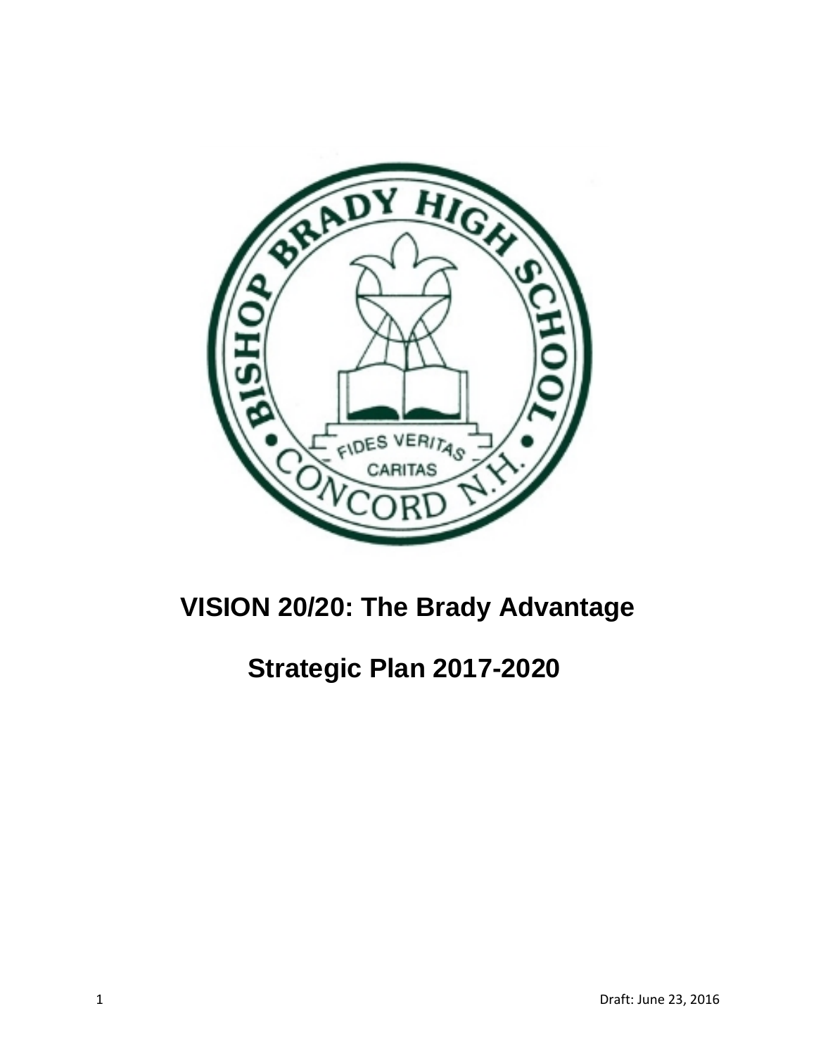# VISION 20/20: The Brady Advantage

## Strategic Plan 2017-2020

Draft: June 23, 2016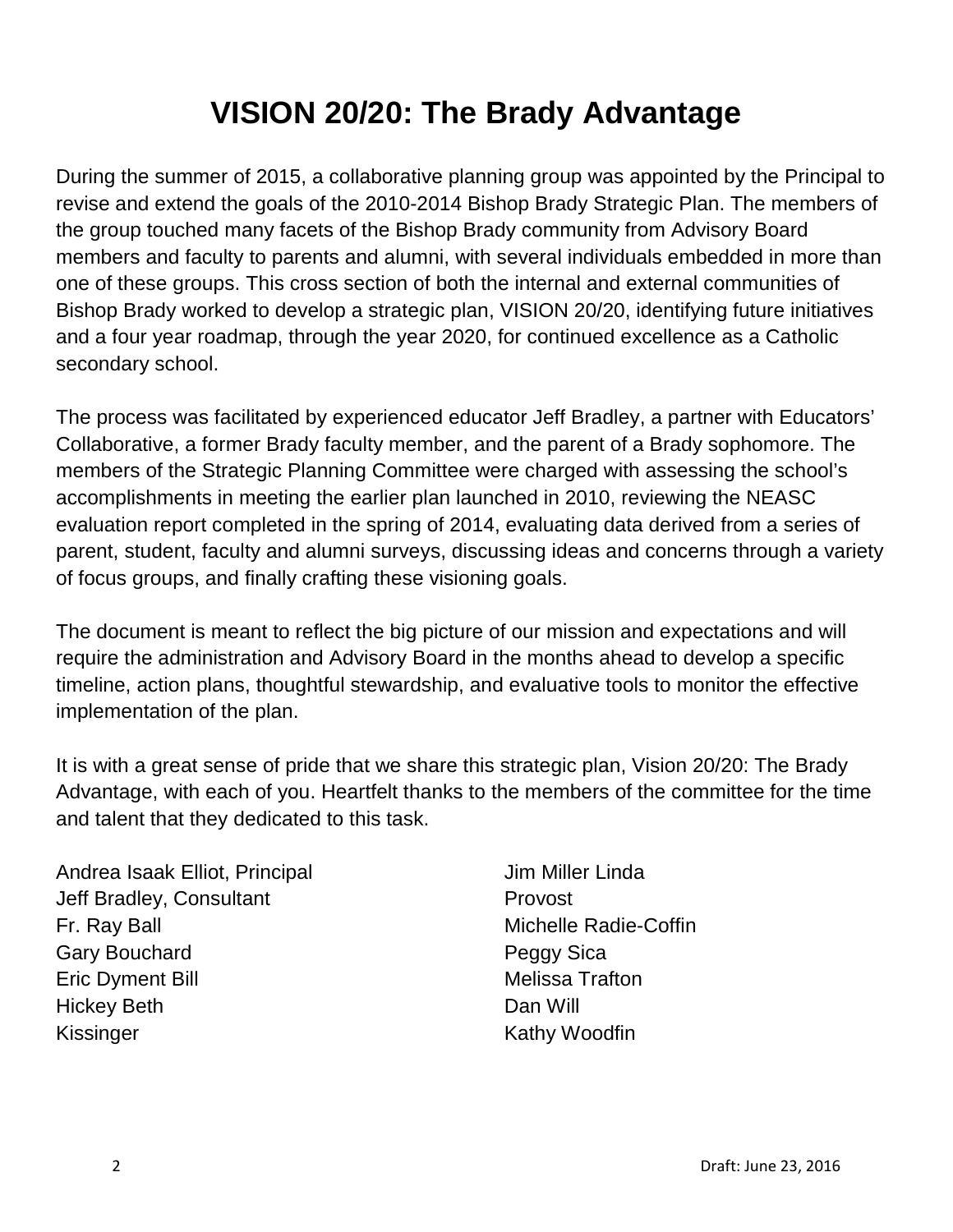# VISION 20/20: The Brady Advantage

During the summer of 2015, a collaborative planning group was appointed by the Principal to revise and extend the goals of the 2010-2014 Bishop Brady Strategic Plan. The members of the group touched many facets of the Bishop Brady community from Advisory Board members and faculty to parents and alumni, with several individuals embedded in more than one of these groups. This cross section of both the internal and external communities of Bishop Brady worked to develop a strategic plan, VISION 20/20, identifying future initiatives and a four year roadmap, through the year 2020, for continued excellence as a Catholic secondary school.

The process was facilitated by experienced educator Jeff Bradley, a partner with Educators' Collaborative, a former Brady faculty member, and the parent of a Brady sophomore. The members of the Strategic Planning Committee were charged with assessing the school's accomplishments in meeting the earlier plan launched in 2010, reviewing the NEASC evaluation report completed in the spring of 2014, evaluating data derived from a series of parent, student, faculty and alumni surveys, discussing ideas and concerns through a variety of focus groups, and finally crafting these visioning goals.

The document is meant to reflect the big picture of our mission and expectations and will require the administration and Advisory Board in the months ahead to develop a specific timeline, action plans, thoughtful stewardship, and evaluative tools to monitor the effective implementation of the plan.

It is with a great sense of pride that we share this strategic plan, Vision 20/20: The Brady Advantage, with each of you. Heartfelt thanks to the members of the committee for the time and talent that they dedicated to this task.

Andrea Isaak Elliot, Principal
Jeff Bradley, Consultant
Fr. Ray Ball
Gary Bouchard
Eric Dyment Bill
Hickey Beth
Kissinger
Jim Miller Linda
Provost
Michelle Radie-Coffin
Peggy Sica
Melissa Trafton
Dan Will
Kathy Woodfin

Draft: June 23, 2016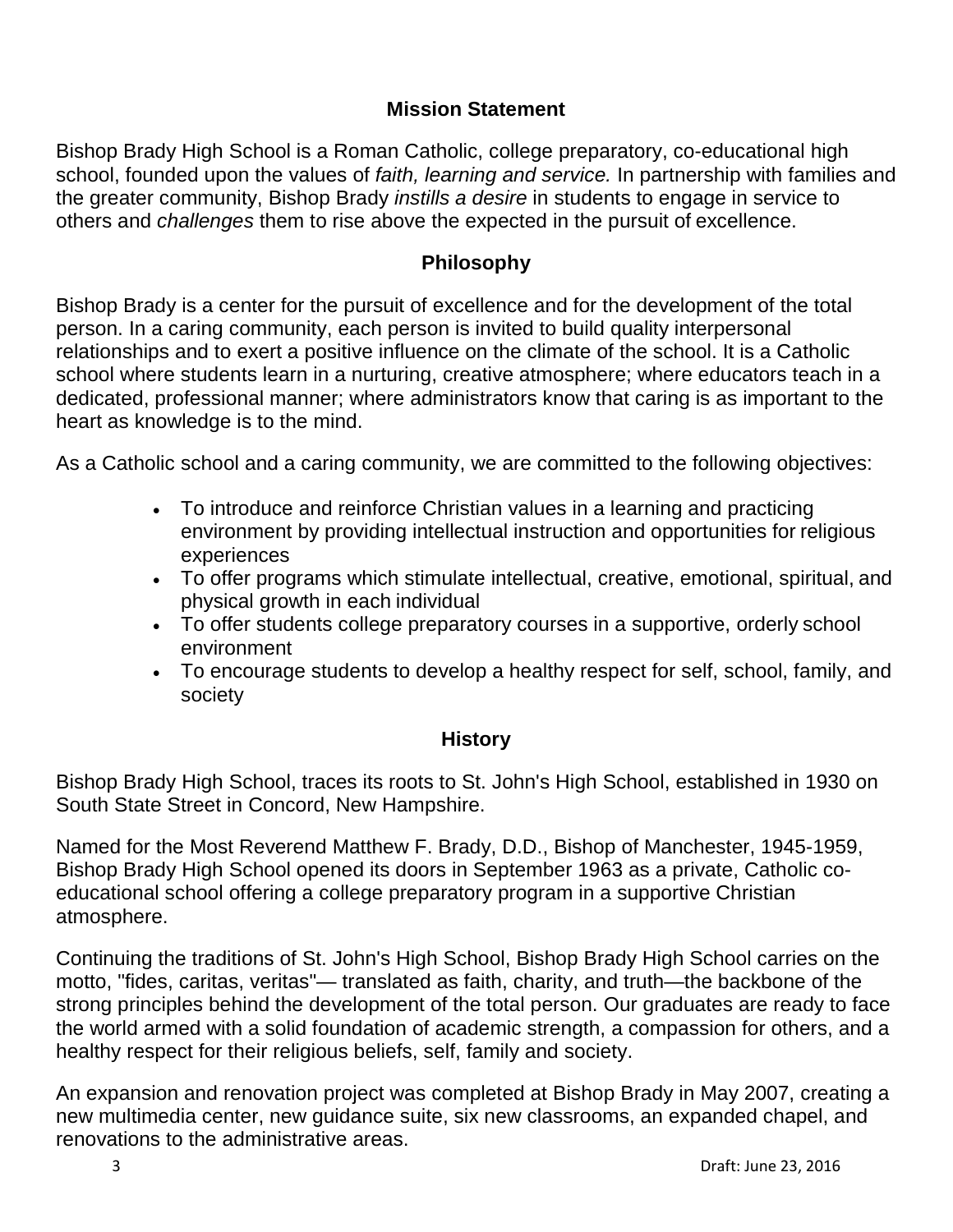## Mission Statement

Bishop Brady High School is a Roman Catholic, college preparatory, co-educational high school, founded upon the values of *faith, learning and service.* In partnership with families and the greater community, Bishop Brady *instills a desire* in students to engage in service to others and *challenges* them to rise above the expected in the pursuit of excellence.

## Philosophy

Bishop Brady is a center for the pursuit of excellence and for the development of the total person. In a caring community, each person is invited to build quality interpersonal relationships and to exert a positive influence on the climate of the school. It is a Catholic school where students learn in a nurturing, creative atmosphere; where educators teach in a dedicated, professional manner; where administrators know that caring is as important to the heart as knowledge is to the mind.

As a Catholic school and a caring community, we are committed to the following objectives:

- To introduce and reinforce Christian values in a learning and practicing environment by providing intellectual instruction and opportunities for religious experiences
- To offer programs which stimulate intellectual, creative, emotional, spiritual, and physical growth in each individual
- To offer students college preparatory courses in a supportive, orderly school environment
- To encourage students to develop a healthy respect for self, school, family, and society

## History

Bishop Brady High School, traces its roots to St. John's High School, established in 1930 on South State Street in Concord, New Hampshire.

Named for the Most Reverend Matthew F. Brady, D.D., Bishop of Manchester, 1945-1959, Bishop Brady High School opened its doors in September 1963 as a private, Catholic co-educational school offering a college preparatory program in a supportive Christian atmosphere.

Continuing the traditions of St. John's High School, Bishop Brady High School carries on the motto, "fides, caritas, veritas"— translated as faith, charity, and truth—the backbone of the strong principles behind the development of the total person. Our graduates are ready to face the world armed with a solid foundation of academic strength, a compassion for others, and a healthy respect for their religious beliefs, self, family and society.

An expansion and renovation project was completed at Bishop Brady in May 2007, creating a new multimedia center, new guidance suite, six new classrooms, an expanded chapel, and renovations to the administrative areas.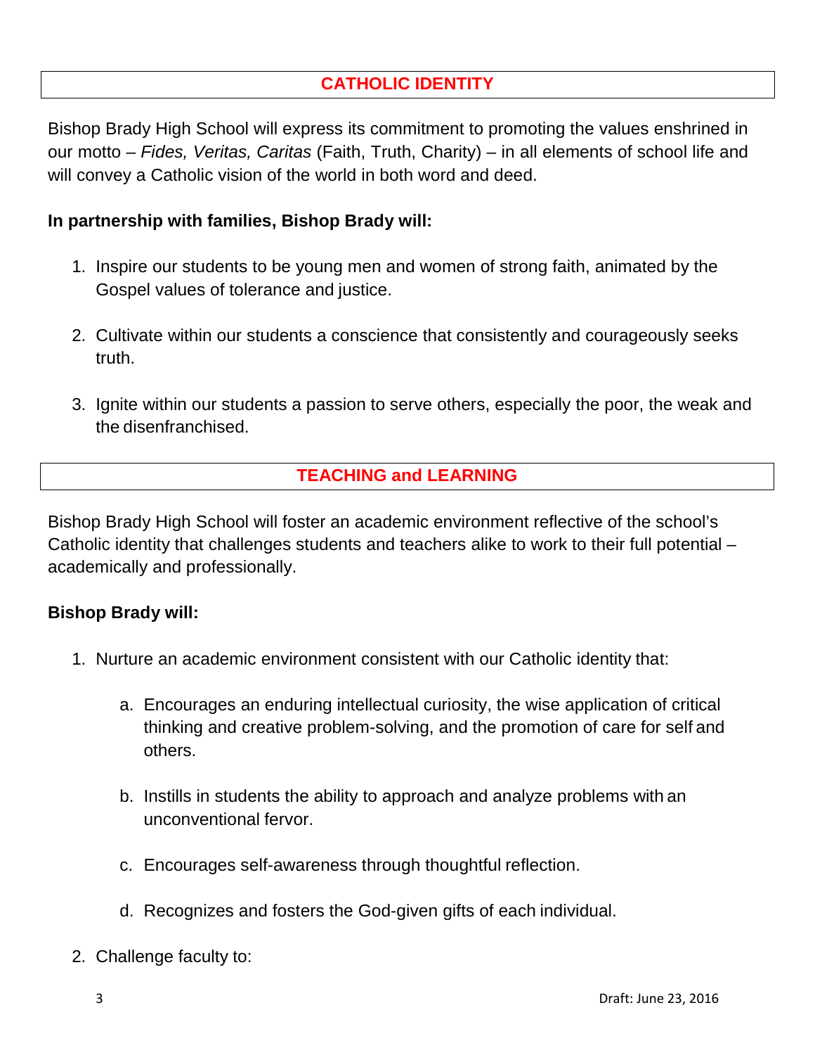## CATHOLIC IDENTITY

Bishop Brady High School will express its commitment to promoting the values enshrined in our motto – *Fides, Veritas, Caritas* (Faith, Truth, Charity) – in all elements of school life and will convey a Catholic vision of the world in both word and deed.

**In partnership with families, Bishop Brady will:**

1. Inspire our students to be young men and women of strong faith, animated by the Gospel values of tolerance and justice.

2. Cultivate within our students a conscience that consistently and courageously seeks truth.

3. Ignite within our students a passion to serve others, especially the poor, the weak and the disenfranchised.

## TEACHING and LEARNING

Bishop Brady High School will foster an academic environment reflective of the school's Catholic identity that challenges students and teachers alike to work to their full potential – academically and professionally.

**Bishop Brady will:**

1. Nurture an academic environment consistent with our Catholic identity that:

    a. Encourages an enduring intellectual curiosity, the wise application of critical thinking and creative problem-solving, and the promotion of care for self and others.

    b. Instills in students the ability to approach and analyze problems with an unconventional fervor.

    c. Encourages self-awareness through thoughtful reflection.

    d. Recognizes and fosters the God-given gifts of each individual.

2. Challenge faculty to: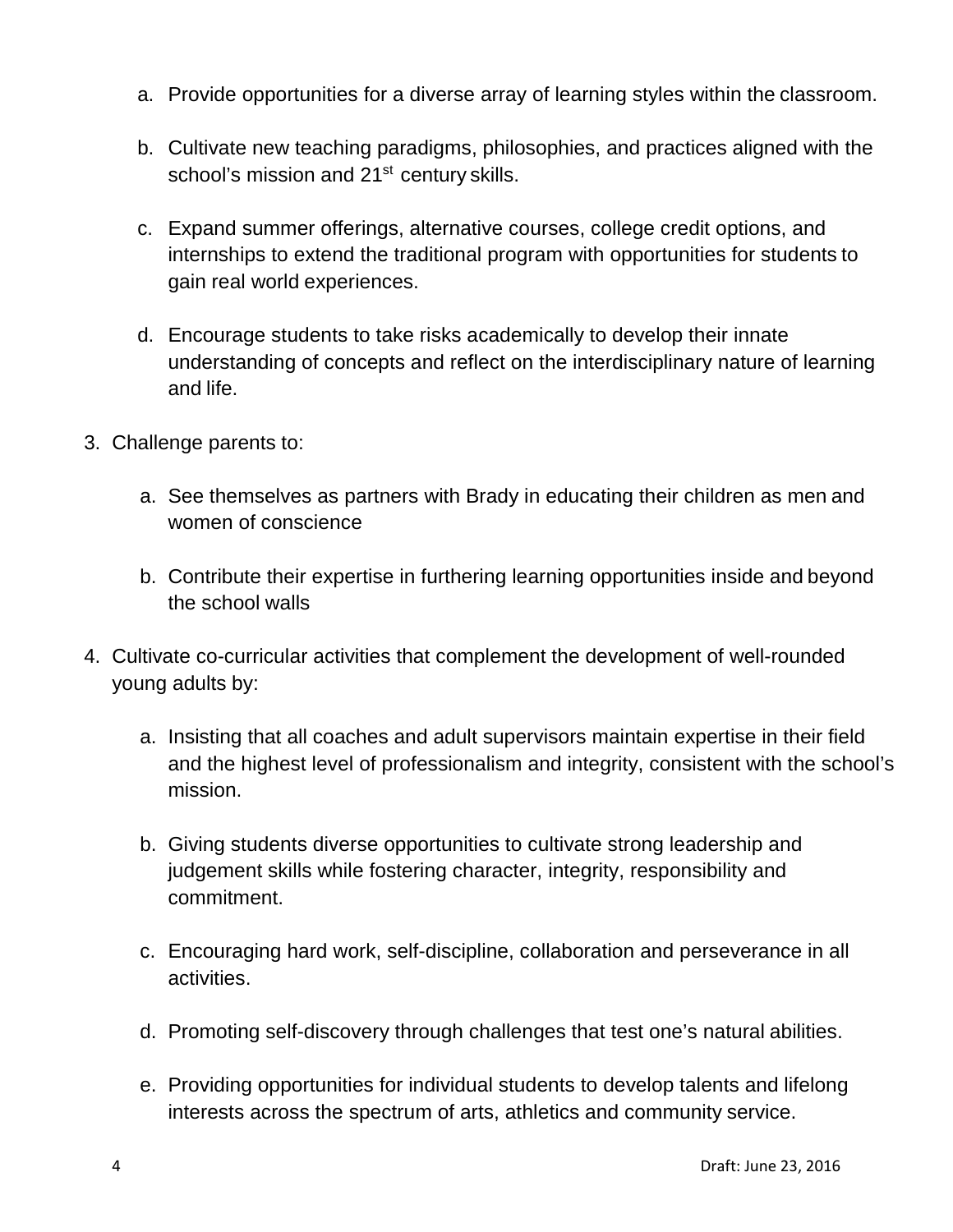a. Provide opportunities for a diverse array of learning styles within the classroom.

   b. Cultivate new teaching paradigms, philosophies, and practices aligned with the school's mission and 21st century skills.

   c. Expand summer offerings, alternative courses, college credit options, and internships to extend the traditional program with opportunities for students to gain real world experiences.

   d. Encourage students to take risks academically to develop their innate understanding of concepts and reflect on the interdisciplinary nature of learning and life.

3. Challenge parents to:

   a. See themselves as partners with Brady in educating their children as men and women of conscience

   b. Contribute their expertise in furthering learning opportunities inside and beyond the school walls

4. Cultivate co-curricular activities that complement the development of well-rounded young adults by:

   a. Insisting that all coaches and adult supervisors maintain expertise in their field and the highest level of professionalism and integrity, consistent with the school's mission.

   b. Giving students diverse opportunities to cultivate strong leadership and judgement skills while fostering character, integrity, responsibility and commitment.

   c. Encouraging hard work, self-discipline, collaboration and perseverance in all activities.

   d. Promoting self-discovery through challenges that test one's natural abilities.

   e. Providing opportunities for individual students to develop talents and lifelong interests across the spectrum of arts, athletics and community service.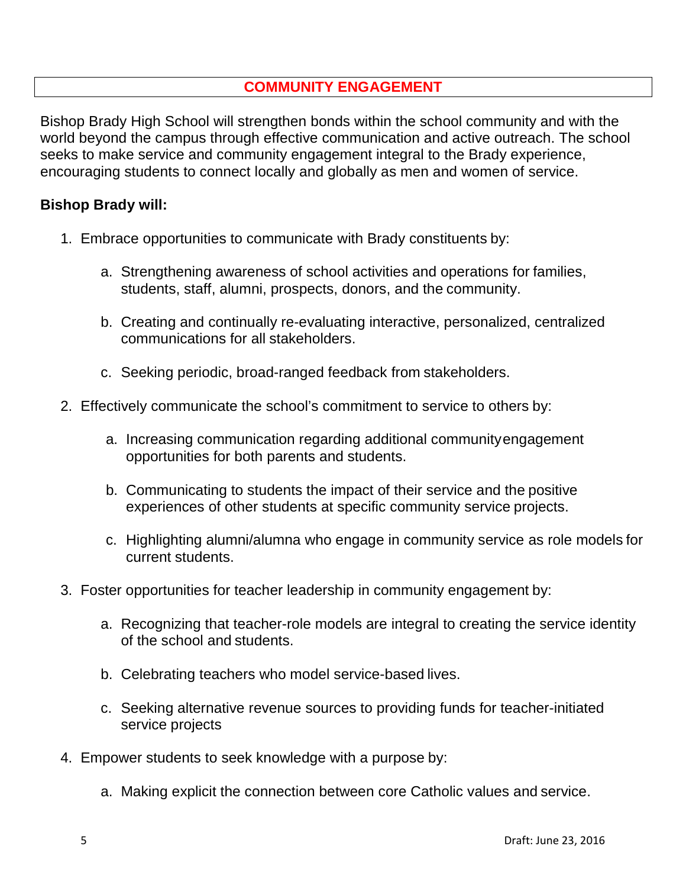## COMMUNITY ENGAGEMENT

Bishop Brady High School will strengthen bonds within the school community and with the world beyond the campus through effective communication and active outreach. The school seeks to make service and community engagement integral to the Brady experience, encouraging students to connect locally and globally as men and women of service.

**Bishop Brady will:**

1. Embrace opportunities to communicate with Brady constituents by:

   a. Strengthening awareness of school activities and operations for families, students, staff, alumni, prospects, donors, and the community.

   b. Creating and continually re-evaluating interactive, personalized, centralized communications for all stakeholders.

   c. Seeking periodic, broad-ranged feedback from stakeholders.

2. Effectively communicate the school's commitment to service to others by:

   a. Increasing communication regarding additional community engagement opportunities for both parents and students.

   b. Communicating to students the impact of their service and the positive experiences of other students at specific community service projects.

   c. Highlighting alumni/alumna who engage in community service as role models for current students.

3. Foster opportunities for teacher leadership in community engagement by:

   a. Recognizing that teacher-role models are integral to creating the service identity of the school and students.

   b. Celebrating teachers who model service-based lives.

   c. Seeking alternative revenue sources to providing funds for teacher-initiated service projects

4. Empower students to seek knowledge with a purpose by:

   a. Making explicit the connection between core Catholic values and service.

Draft: June 23, 2016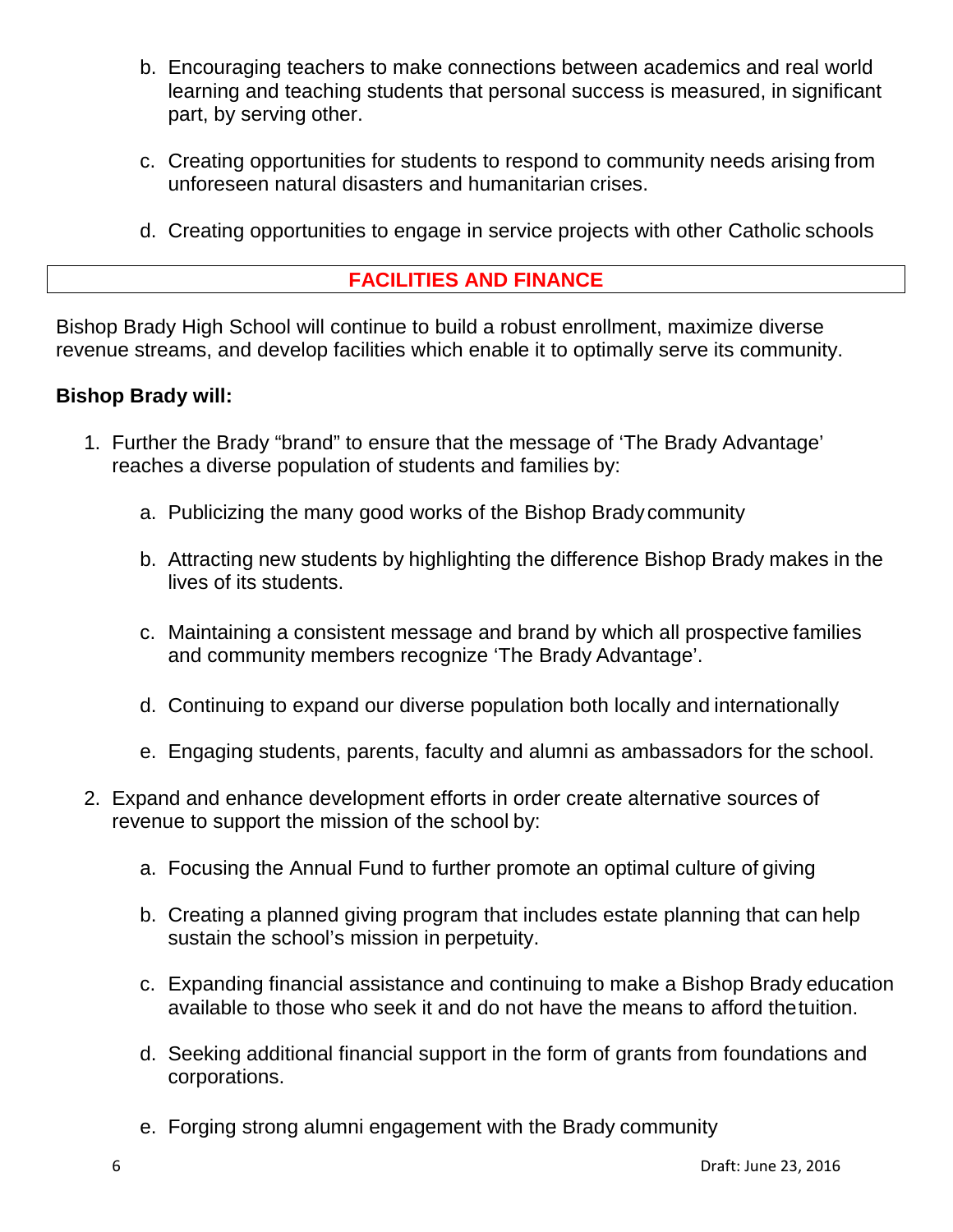b. Encouraging teachers to make connections between academics and real world learning and teaching students that personal success is measured, in significant part, by serving other.

c. Creating opportunities for students to respond to community needs arising from unforeseen natural disasters and humanitarian crises.

d. Creating opportunities to engage in service projects with other Catholic schools

## FACILITIES AND FINANCE

Bishop Brady High School will continue to build a robust enrollment, maximize diverse revenue streams, and develop facilities which enable it to optimally serve its community.

**Bishop Brady will:**

1. Further the Brady "brand" to ensure that the message of 'The Brady Advantage' reaches a diverse population of students and families by:

   a. Publicizing the many good works of the Bishop Brady community

   b. Attracting new students by highlighting the difference Bishop Brady makes in the lives of its students.

   c. Maintaining a consistent message and brand by which all prospective families and community members recognize 'The Brady Advantage'.

   d. Continuing to expand our diverse population both locally and internationally

   e. Engaging students, parents, faculty and alumni as ambassadors for the school.

2. Expand and enhance development efforts in order create alternative sources of revenue to support the mission of the school by:

   a. Focusing the Annual Fund to further promote an optimal culture of giving

   b. Creating a planned giving program that includes estate planning that can help sustain the school's mission in perpetuity.

   c. Expanding financial assistance and continuing to make a Bishop Brady education available to those who seek it and do not have the means to afford the tuition.

   d. Seeking additional financial support in the form of grants from foundations and corporations.

   e. Forging strong alumni engagement with the Brady community

Draft: June 23, 2016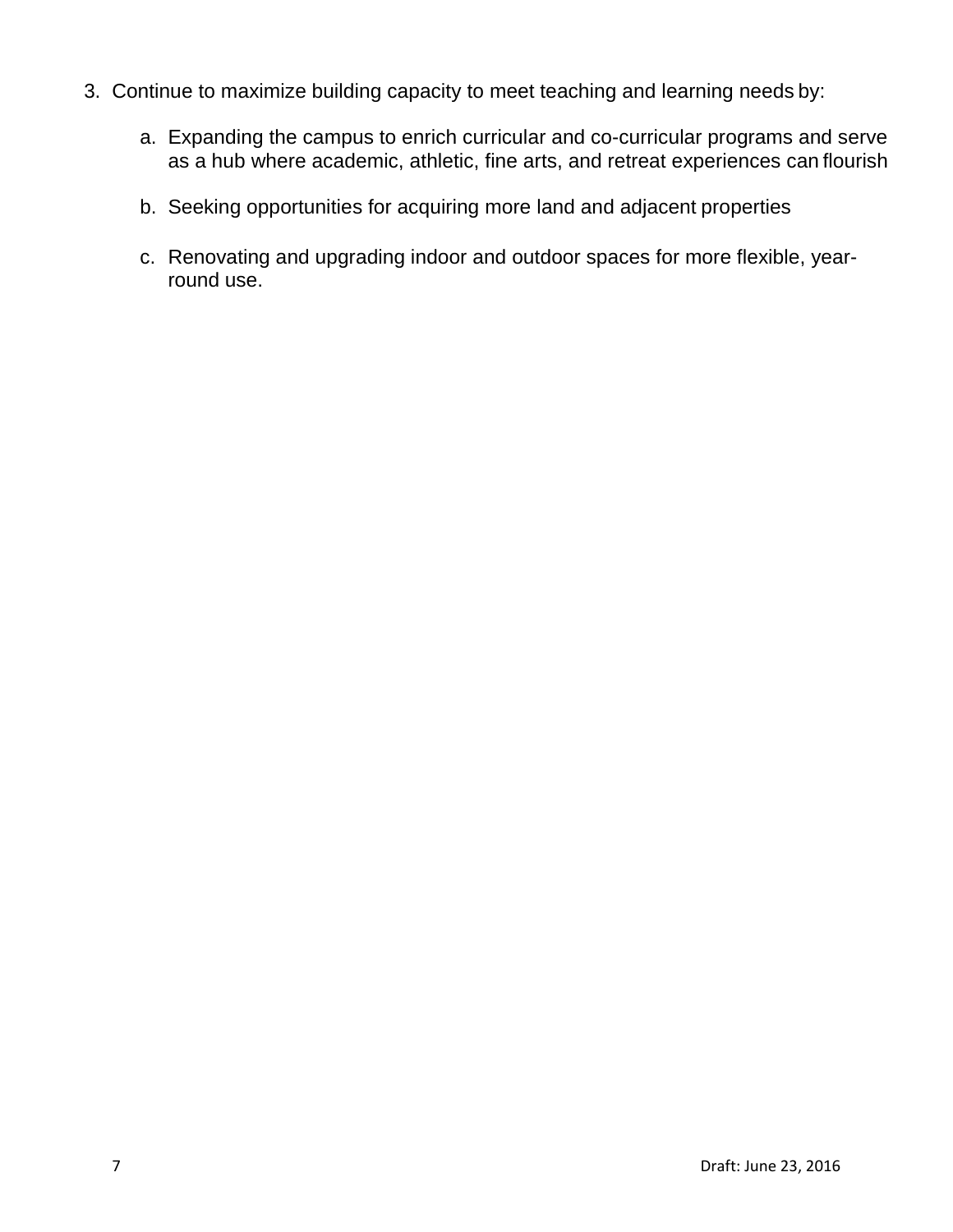3. Continue to maximize building capacity to meet teaching and learning needs by:

   a. Expanding the campus to enrich curricular and co-curricular programs and serve as a hub where academic, athletic, fine arts, and retreat experiences can flourish

   b. Seeking opportunities for acquiring more land and adjacent properties

   c. Renovating and upgrading indoor and outdoor spaces for more flexible, year-round use.